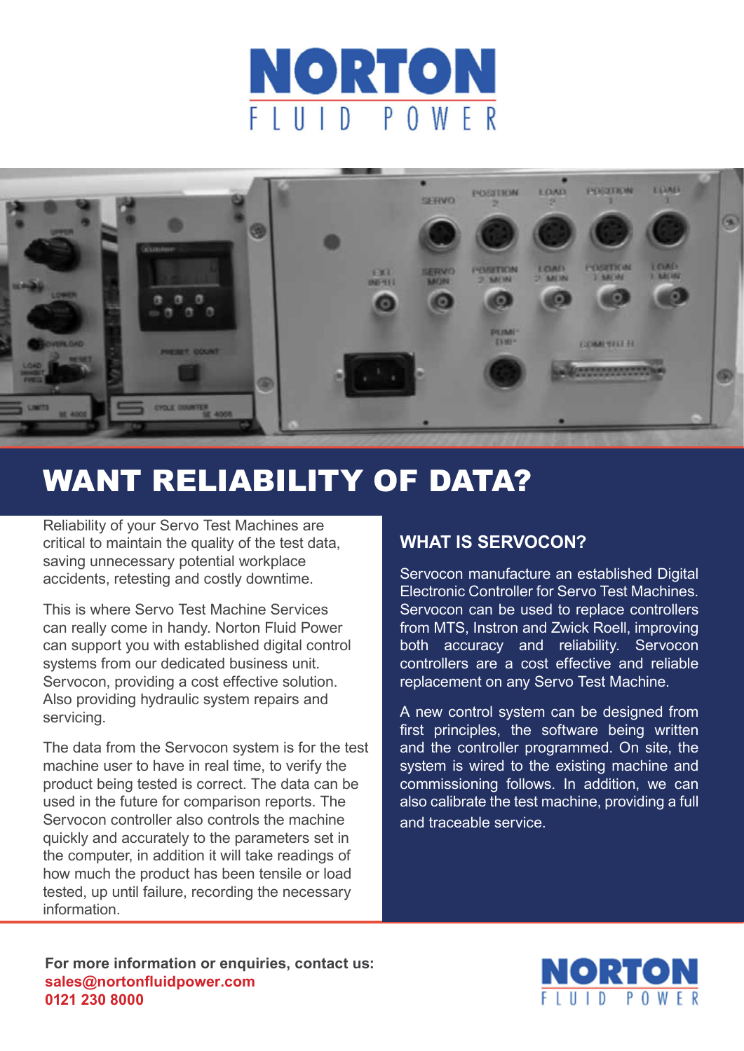# NORTON
FLUID POWER

## WANT RELIABILITY OF DATA?

Reliability of your Servo Test Machines are critical to maintain the quality of the test data, saving unnecessary potential workplace accidents, retesting and costly downtime.

This is where Servo Test Machine Services can really come in handy. Norton Fluid Power can support you with established digital control systems from our dedicated business unit. Servocon, providing a cost effective solution. Also providing hydraulic system repairs and servicing.

The data from the Servocon system is for the test machine user to have in real time, to verify the product being tested is correct. The data can be used in the future for comparison reports. The Servocon controller also controls the machine quickly and accurately to the parameters set in the computer, in addition it will take readings of how much the product has been tensile or load tested, up until failure, recording the necessary information.

### WHAT IS SERVOCON?

Servocon manufacture an established Digital Electronic Controller for Servo Test Machines. Servocon can be used to replace controllers from MTS, Instron and Zwick Roell, improving both accuracy and reliability. Servocon controllers are a cost effective and reliable replacement on any Servo Test Machine.

A new control system can be designed from first principles, the software being written and the controller programmed. On site, the system is wired to the existing machine and commissioning follows. In addition, we can also calibrate the test machine, providing a full and traceable service.

**For more information or enquiries, contact us:**
**sales@nortonfluidpower.com**
**0121 230 8000**

NORTON
FLUID POWER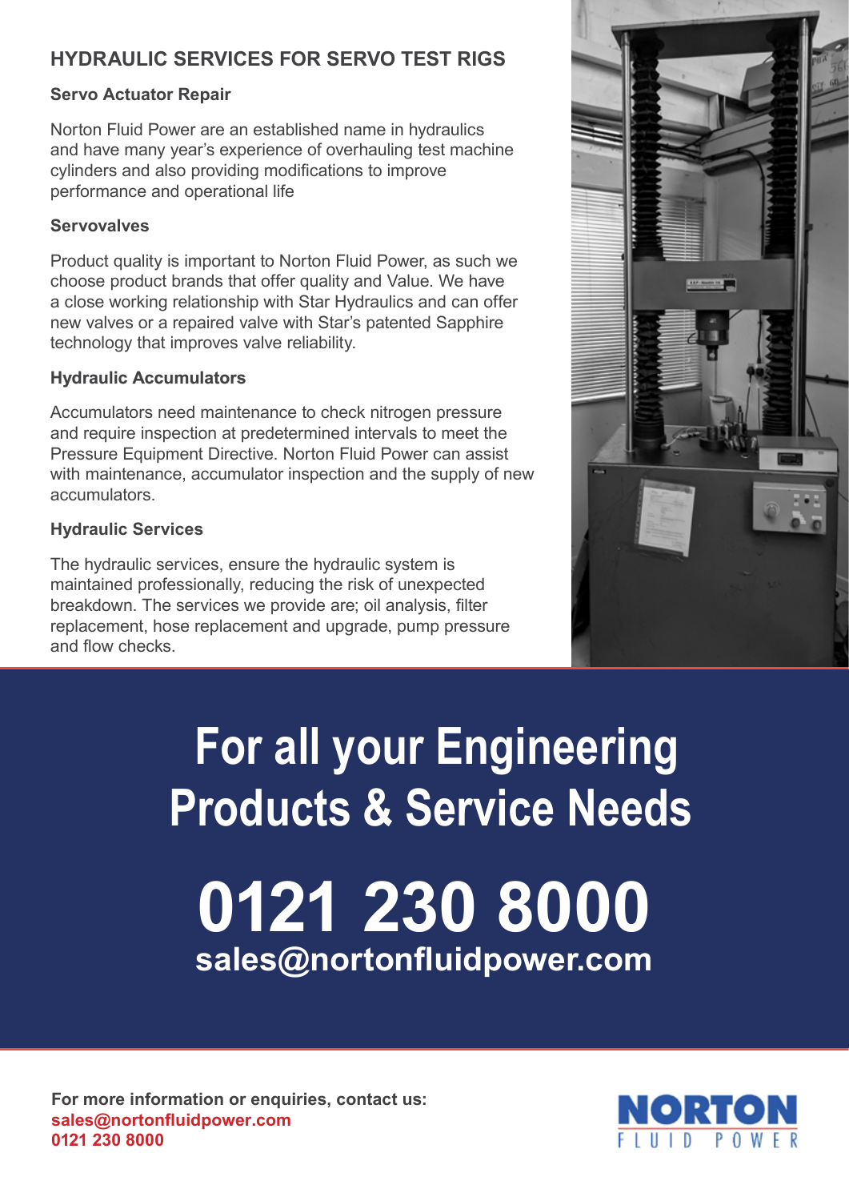## HYDRAULIC SERVICES FOR SERVO TEST RIGS

### Servo Actuator Repair

Norton Fluid Power are an established name in hydraulics and have many year's experience of overhauling test machine cylinders and also providing modifications to improve performance and operational life

### Servovalves

Product quality is important to Norton Fluid Power, as such we choose product brands that offer quality and Value. We have a close working relationship with Star Hydraulics and can offer new valves or a repaired valve with Star's patented Sapphire technology that improves valve reliability.

### Hydraulic Accumulators

Accumulators need maintenance to check nitrogen pressure and require inspection at predetermined intervals to meet the Pressure Equipment Directive. Norton Fluid Power can assist with maintenance, accumulator inspection and the supply of new accumulators.

### Hydraulic Services

The hydraulic services, ensure the hydraulic system is maintained professionally, reducing the risk of unexpected breakdown. The services we provide are; oil analysis, filter replacement, hose replacement and upgrade, pump pressure and flow checks.

# For all your Engineering Products & Service Needs

# 0121 230 8000

**sales@nortonfluidpower.com**

**For more information or enquiries, contact us:**
**sales@nortonfluidpower.com**
**0121 230 8000**

NORTON FLUID POWER